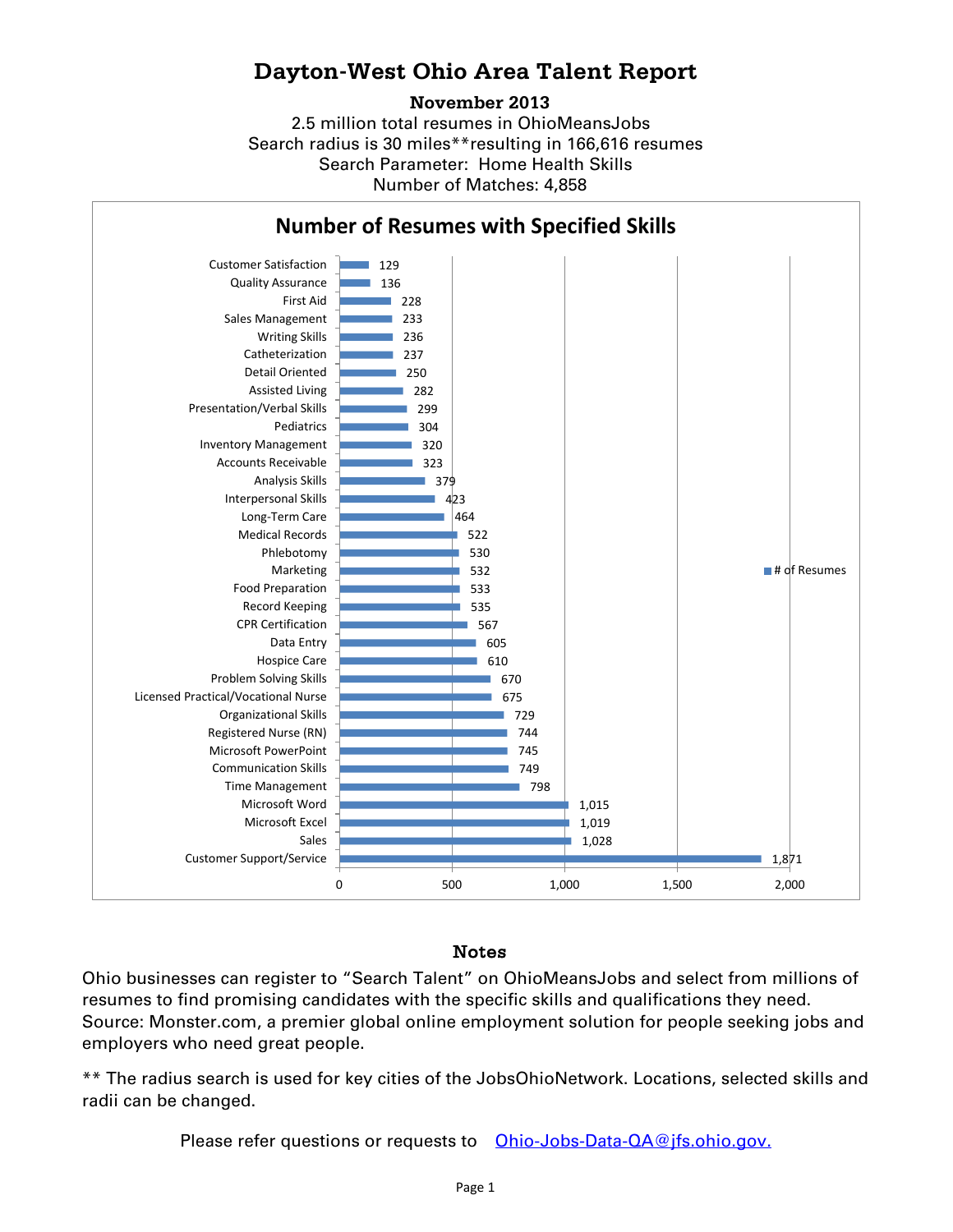# Dayton-West Ohio Area Talent Report

**November 2013**

2.5 million total resumes in OhioMeansJobs
Search radius is 30 miles**resulting in 166,616 resumes
Search Parameter: Home Health Skills
Number of Matches: 4,858

## Number of Resumes with Specified Skills

| Skill | # of Resumes |
|---|---|
| Customer Satisfaction | 129 |
| Quality Assurance | 136 |
| First Aid | 228 |
| Sales Management | 233 |
| Writing Skills | 236 |
| Catheterization | 237 |
| Detail Oriented | 250 |
| Assisted Living | 282 |
| Presentation/Verbal Skills | 299 |
| Pediatrics | 304 |
| Inventory Management | 320 |
| Accounts Receivable | 323 |
| Analysis Skills | 379 |
| Interpersonal Skills | 423 |
| Long-Term Care | 464 |
| Medical Records | 522 |
| Phlebotomy | 530 |
| Marketing | 532 |
| Food Preparation | 533 |
| Record Keeping | 535 |
| CPR Certification | 567 |
| Data Entry | 605 |
| Hospice Care | 610 |
| Problem Solving Skills | 670 |
| Licensed Practical/Vocational Nurse | 675 |
| Organizational Skills | 729 |
| Registered Nurse (RN) | 744 |
| Microsoft PowerPoint | 745 |
| Communication Skills | 749 |
| Time Management | 798 |
| Microsoft Word | 1,015 |
| Microsoft Excel | 1,019 |
| Sales | 1,028 |
| Customer Support/Service | 1,871 |

## Notes

Ohio businesses can register to “Search Talent” on OhioMeansJobs and select from millions of resumes to find promising candidates with the specific skills and qualifications they need. Source: Monster.com, a premier global online employment solution for people seeking jobs and employers who need great people.

** The radius search is used for key cities of the JobsOhioNetwork. Locations, selected skills and radii can be changed.

Please refer questions or requests to Ohio-Jobs-Data-QA@jfs.ohio.gov.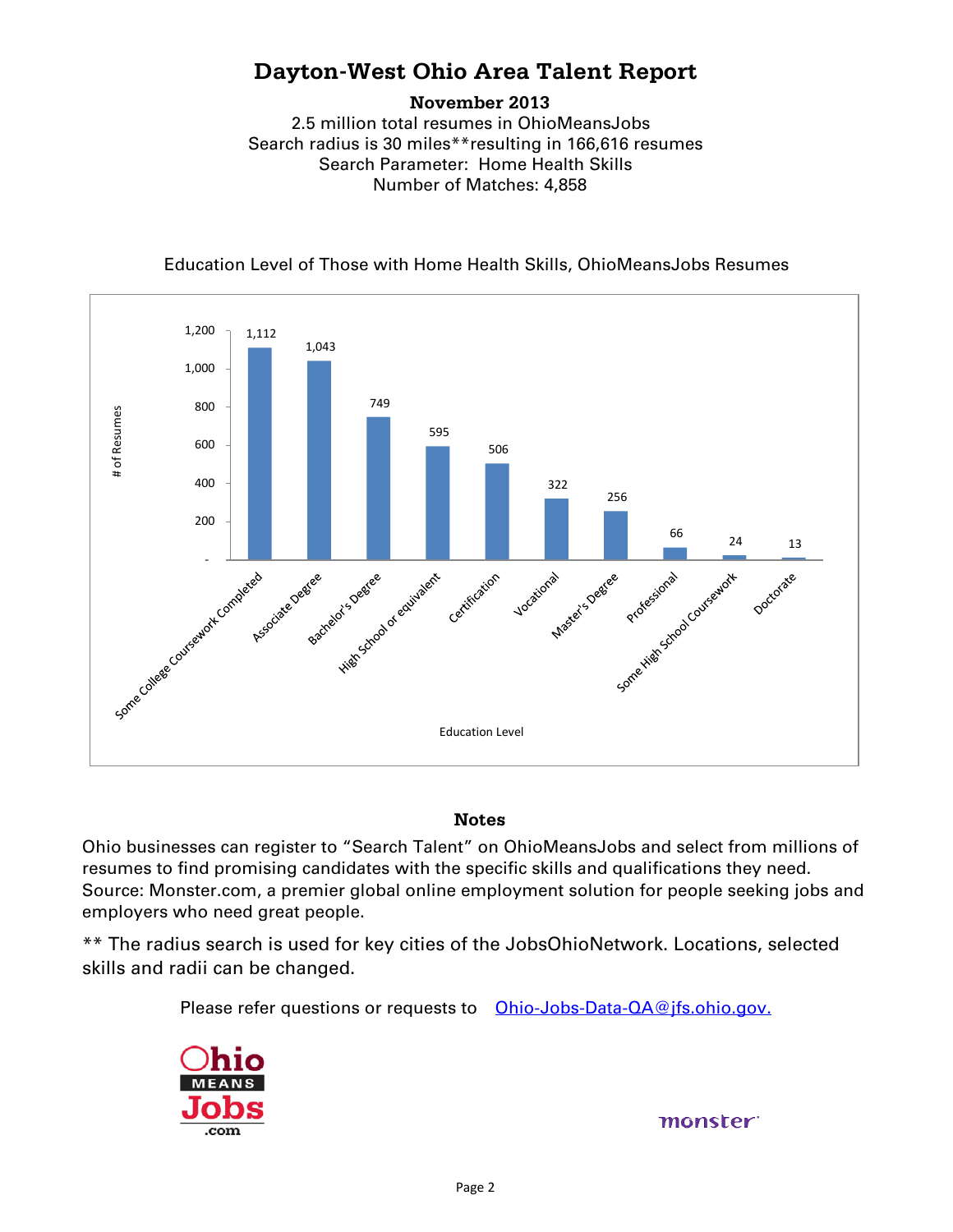# Dayton-West Ohio Area Talent Report

**November 2013**

2.5 million total resumes in OhioMeansJobs
Search radius is 30 miles**resulting in 166,616 resumes
Search Parameter: Home Health Skills
Number of Matches: 4,858

Education Level of Those with Home Health Skills, OhioMeansJobs Resumes

# of Resumes

1,200
1,000
800
600
400
200
-

1,112
1,043
749
595
506
322
256
66
24
13

Some College Coursework Completed
Associate Degree
Bachelor's Degree
High School or equivalent
Certification
Vocational
Master's Degree
Professional
Some High School Coursework
Doctorate

Education Level

## Notes

Ohio businesses can register to "Search Talent" on OhioMeansJobs and select from millions of resumes to find promising candidates with the specific skills and qualifications they need. Source: Monster.com, a premier global online employment solution for people seeking jobs and employers who need great people.

** The radius search is used for key cities of the JobsOhioNetwork. Locations, selected skills and radii can be changed.

Please refer questions or requests to Ohio-Jobs-Data-QA@jfs.ohio.gov.

Ohio MEANS Jobs .com

monster